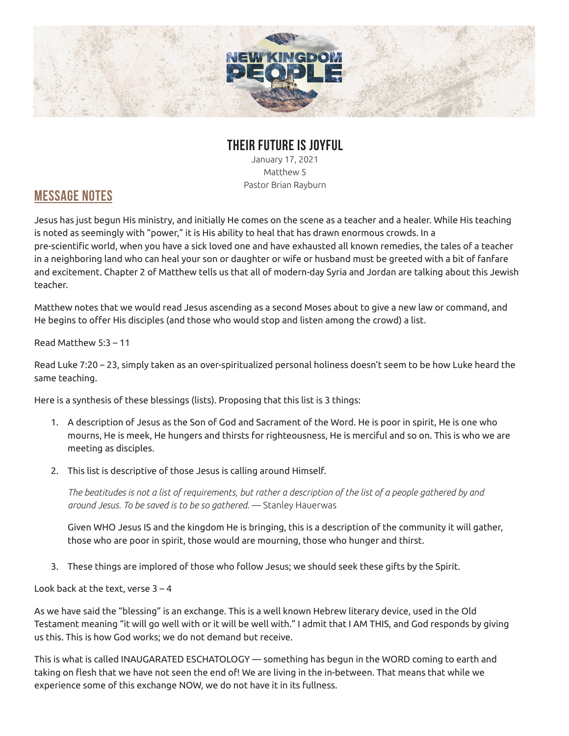# THEIR FUTURE IS JOYFUL

January 17, 2021
Matthew 5
Pastor Brian Rayburn

## MESSAGE NOTES

Jesus has just begun His ministry, and initially He comes on the scene as a teacher and a healer. While His teaching is noted as seemingly with "power," it is His ability to heal that has drawn enormous crowds. In a pre-scientific world, when you have a sick loved one and have exhausted all known remedies, the tales of a teacher in a neighboring land who can heal your son or daughter or wife or husband must be greeted with a bit of fanfare and excitement. Chapter 2 of Matthew tells us that all of modern-day Syria and Jordan are talking about this Jewish teacher.

Matthew notes that we would read Jesus ascending as a second Moses about to give a new law or command, and He begins to offer His disciples (and those who would stop and listen among the crowd) a list.

Read Matthew 5:3 – 11

Read Luke 7:20 – 23, simply taken as an over-spiritualized personal holiness doesn't seem to be how Luke heard the same teaching.

Here is a synthesis of these blessings (lists). Proposing that this list is 3 things:

1. A description of Jesus as the Son of God and Sacrament of the Word. He is poor in spirit, He is one who mourns, He is meek, He hungers and thirsts for righteousness, He is merciful and so on. This is who we are meeting as disciples.
2. This list is descriptive of those Jesus is calling around Himself.

   *The beatitudes is not a list of requirements, but rather a description of the list of a people gathered by and around Jesus. To be saved is to be so gathered.* — Stanley Hauerwas

   Given WHO Jesus IS and the kingdom He is bringing, this is a description of the community it will gather, those who are poor in spirit, those would are mourning, those who hunger and thirst.
3. These things are implored of those who follow Jesus; we should seek these gifts by the Spirit.

Look back at the text, verse 3 – 4

As we have said the "blessing" is an exchange. This is a well known Hebrew literary device, used in the Old Testament meaning "it will go well with or it will be well with." I admit that I AM THIS, and God responds by giving us this. This is how God works; we do not demand but receive.

This is what is called INAUGARATED ESCHATOLOGY — something has begun in the WORD coming to earth and taking on flesh that we have not seen the end of! We are living in the in-between. That means that while we experience some of this exchange NOW, we do not have it in its fullness.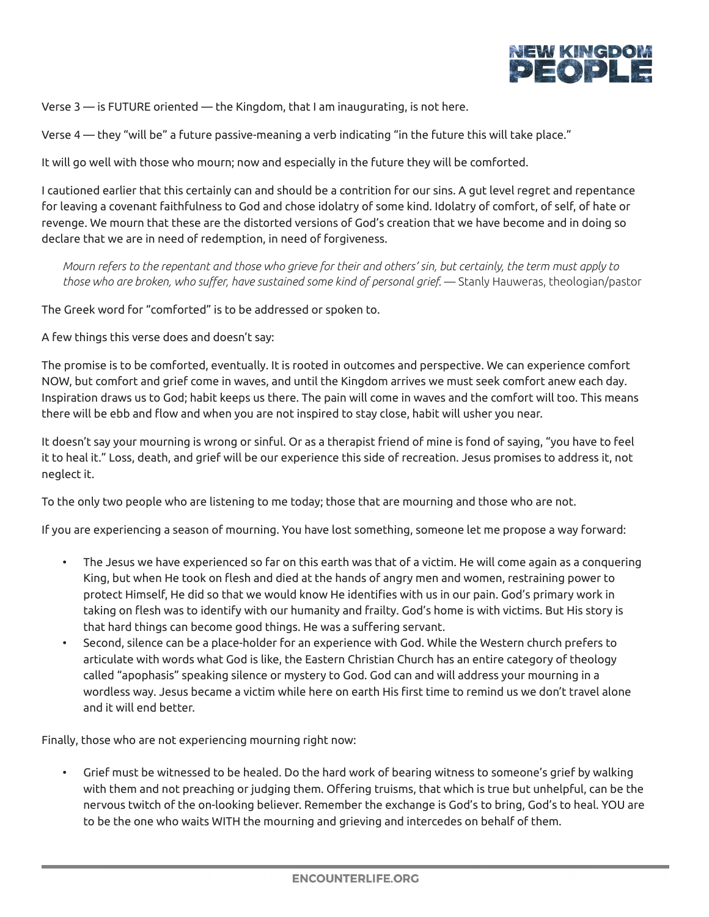Verse 3 — is FUTURE oriented — the Kingdom, that I am inaugurating, is not here.

Verse 4 — they "will be" a future passive-meaning a verb indicating "in the future this will take place."

It will go well with those who mourn; now and especially in the future they will be comforted.

I cautioned earlier that this certainly can and should be a contrition for our sins. A gut level regret and repentance for leaving a covenant faithfulness to God and chose idolatry of some kind. Idolatry of comfort, of self, of hate or revenge. We mourn that these are the distorted versions of God's creation that we have become and in doing so declare that we are in need of redemption, in need of forgiveness.

> *Mourn refers to the repentant and those who grieve for their and others' sin, but certainly, the term must apply to those who are broken, who suffer, have sustained some kind of personal grief.* — Stanly Hauweras, theologian/pastor

The Greek word for "comforted" is to be addressed or spoken to.

A few things this verse does and doesn't say:

The promise is to be comforted, eventually. It is rooted in outcomes and perspective. We can experience comfort NOW, but comfort and grief come in waves, and until the Kingdom arrives we must seek comfort anew each day. Inspiration draws us to God; habit keeps us there. The pain will come in waves and the comfort will too. This means there will be ebb and flow and when you are not inspired to stay close, habit will usher you near.

It doesn't say your mourning is wrong or sinful. Or as a therapist friend of mine is fond of saying, "you have to feel it to heal it." Loss, death, and grief will be our experience this side of recreation. Jesus promises to address it, not neglect it.

To the only two people who are listening to me today; those that are mourning and those who are not.

If you are experiencing a season of mourning. You have lost something, someone let me propose a way forward:

- The Jesus we have experienced so far on this earth was that of a victim. He will come again as a conquering King, but when He took on flesh and died at the hands of angry men and women, restraining power to protect Himself, He did so that we would know He identifies with us in our pain. God's primary work in taking on flesh was to identify with our humanity and frailty. God's home is with victims. But His story is that hard things can become good things. He was a suffering servant.
- Second, silence can be a place-holder for an experience with God. While the Western church prefers to articulate with words what God is like, the Eastern Christian Church has an entire category of theology called "apophasis" speaking silence or mystery to God. God can and will address your mourning in a wordless way. Jesus became a victim while here on earth His first time to remind us we don't travel alone and it will end better.

Finally, those who are not experiencing mourning right now:

- Grief must be witnessed to be healed. Do the hard work of bearing witness to someone's grief by walking with them and not preaching or judging them. Offering truisms, that which is true but unhelpful, can be the nervous twitch of the on-looking believer. Remember the exchange is God's to bring, God's to heal. YOU are to be the one who waits WITH the mourning and grieving and intercedes on behalf of them.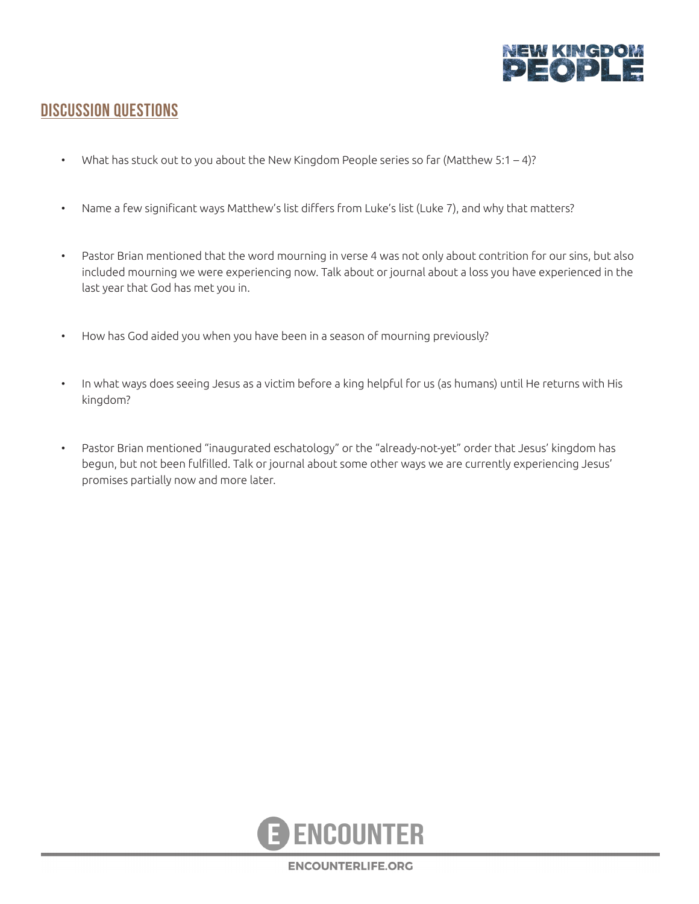## DISCUSSION QUESTIONS

- What has stuck out to you about the New Kingdom People series so far (Matthew 5:1 – 4)?
- Name a few significant ways Matthew's list differs from Luke's list (Luke 7), and why that matters?
- Pastor Brian mentioned that the word mourning in verse 4 was not only about contrition for our sins, but also included mourning we were experiencing now. Talk about or journal about a loss you have experienced in the last year that God has met you in.
- How has God aided you when you have been in a season of mourning previously?
- In what ways does seeing Jesus as a victim before a king helpful for us (as humans) until He returns with His kingdom?
- Pastor Brian mentioned "inaugurated eschatology" or the "already-not-yet" order that Jesus' kingdom has begun, but not been fulfilled. Talk or journal about some other ways we are currently experiencing Jesus' promises partially now and more later.